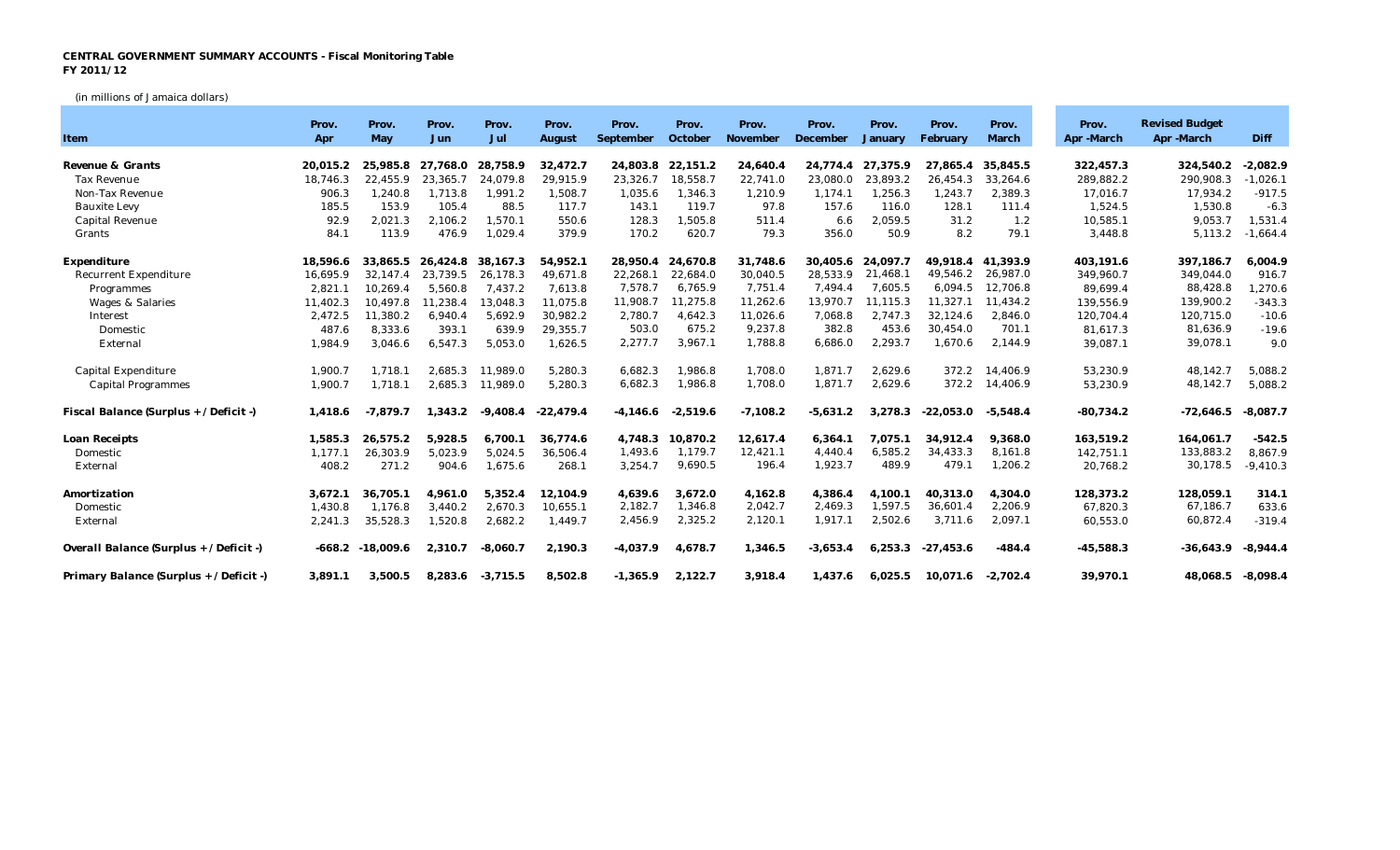**CENTRAL GOVERNMENT SUMMARY ACCOUNTS - Fiscal Monitoring Table**
**FY 2011/12**

(in millions of Jamaica dollars)

| Item | Prov. Apr | Prov. May | Prov. Jun | Prov. Jul | Prov. August | Prov. September | Prov. October | Prov. November | Prov. December | Prov. January | Prov. February | Prov. March | Prov. Apr -March | Revised Budget Apr -March | Diff |
|---|---|---|---|---|---|---|---|---|---|---|---|---|---|---|---|
| **Revenue & Grants** | **20,015.2** | **25,985.8** | **27,768.0** | **28,758.9** | **32,472.7** | **24,803.8** | **22,151.2** | **24,640.4** | **24,774.4** | **27,375.9** | **27,865.4** | **35,845.5** | **322,457.3** | **324,540.2** | **-2,082.9** |
| Tax Revenue | 18,746.3 | 22,455.9 | 23,365.7 | 24,079.8 | 29,915.9 | 23,326.7 | 18,558.7 | 22,741.0 | 23,080.0 | 23,893.2 | 26,454.3 | 33,264.6 | 289,882.2 | 290,908.3 | -1,026.1 |
| Non-Tax Revenue | 906.3 | 1,240.8 | 1,713.8 | 1,991.2 | 1,508.7 | 1,035.6 | 1,346.3 | 1,210.9 | 1,174.1 | 1,256.3 | 1,243.7 | 2,389.3 | 17,016.7 | 17,934.2 | -917.5 |
| Bauxite Levy | 185.5 | 153.9 | 105.4 | 88.5 | 117.7 | 143.1 | 119.7 | 97.8 | 157.6 | 116.0 | 128.1 | 111.4 | 1,524.5 | 1,530.8 | -6.3 |
| Capital Revenue | 92.9 | 2,021.3 | 2,106.2 | 1,570.1 | 550.6 | 128.3 | 1,505.8 | 511.4 | 6.6 | 2,059.5 | 31.2 | 1.2 | 10,585.1 | 9,053.7 | 1,531.4 |
| Grants | 84.1 | 113.9 | 476.9 | 1,029.4 | 379.9 | 170.2 | 620.7 | 79.3 | 356.0 | 50.9 | 8.2 | 79.1 | 3,448.8 | 5,113.2 | -1,664.4 |
| **Expenditure** | **18,596.6** | **33,865.5** | **26,424.8** | **38,167.3** | **54,952.1** | **28,950.4** | **24,670.8** | **31,748.6** | **30,405.6** | **24,097.7** | **49,918.4** | **41,393.9** | **403,191.6** | **397,186.7** | **6,004.9** |
| Recurrent Expenditure | 16,695.9 | 32,147.4 | 23,739.5 | 26,178.3 | 49,671.8 | 22,268.1 | 22,684.0 | 30,040.5 | 28,533.9 | 21,468.1 | 49,546.2 | 26,987.0 | 349,960.7 | 349,044.0 | 916.7 |
| Programmes | 2,821.1 | 10,269.4 | 5,560.8 | 7,437.2 | 7,613.8 | 7,578.7 | 6,765.9 | 7,751.4 | 7,494.4 | 7,605.5 | 6,094.5 | 12,706.8 | 89,699.4 | 88,428.8 | 1,270.6 |
| Wages & Salaries | 11,402.3 | 10,497.8 | 11,238.4 | 13,048.3 | 11,075.8 | 11,908.7 | 11,275.8 | 11,262.6 | 13,970.7 | 11,115.3 | 11,327.1 | 11,434.2 | 139,556.9 | 139,900.2 | -343.3 |
| Interest | 2,472.5 | 11,380.2 | 6,940.4 | 5,692.9 | 30,982.2 | 2,780.7 | 4,642.3 | 11,026.6 | 7,068.8 | 2,747.3 | 32,124.6 | 2,846.0 | 120,704.4 | 120,715.0 | -10.6 |
| Domestic | 487.6 | 8,333.6 | 393.1 | 639.9 | 29,355.7 | 503.0 | 675.2 | 9,237.8 | 382.8 | 453.6 | 30,454.0 | 701.1 | 81,617.3 | 81,636.9 | -19.6 |
| External | 1,984.9 | 3,046.6 | 6,547.3 | 5,053.0 | 1,626.5 | 2,277.7 | 3,967.1 | 1,788.8 | 6,686.0 | 2,293.7 | 1,670.6 | 2,144.9 | 39,087.1 | 39,078.1 | 9.0 |
| Capital Expenditure | 1,900.7 | 1,718.1 | 2,685.3 | 11,989.0 | 5,280.3 | 6,682.3 | 1,986.8 | 1,708.0 | 1,871.7 | 2,629.6 | 372.2 | 14,406.9 | 53,230.9 | 48,142.7 | 5,088.2 |
| Capital Programmes | 1,900.7 | 1,718.1 | 2,685.3 | 11,989.0 | 5,280.3 | 6,682.3 | 1,986.8 | 1,708.0 | 1,871.7 | 2,629.6 | 372.2 | 14,406.9 | 53,230.9 | 48,142.7 | 5,088.2 |
| **Fiscal Balance (Surplus + / Deficit -)** | **1,418.6** | **-7,879.7** | **1,343.2** | **-9,408.4** | **-22,479.4** | **-4,146.6** | **-2,519.6** | **-7,108.2** | **-5,631.2** | **3,278.3** | **-22,053.0** | **-5,548.4** | **-80,734.2** | **-72,646.5** | **-8,087.7** |
| **Loan Receipts** | **1,585.3** | **26,575.2** | **5,928.5** | **6,700.1** | **36,774.6** | **4,748.3** | **10,870.2** | **12,617.4** | **6,364.1** | **7,075.1** | **34,912.4** | **9,368.0** | **163,519.2** | **164,061.7** | **-542.5** |
| Domestic | 1,177.1 | 26,303.9 | 5,023.9 | 5,024.5 | 36,506.4 | 1,493.6 | 1,179.7 | 12,421.1 | 4,440.4 | 6,585.2 | 34,433.3 | 8,161.8 | 142,751.1 | 133,883.2 | 8,867.9 |
| External | 408.2 | 271.2 | 904.6 | 1,675.6 | 268.1 | 3,254.7 | 9,690.5 | 196.4 | 1,923.7 | 489.9 | 479.1 | 1,206.2 | 20,768.2 | 30,178.5 | -9,410.3 |
| **Amortization** | **3,672.1** | **36,705.1** | **4,961.0** | **5,352.4** | **12,104.9** | **4,639.6** | **3,672.0** | **4,162.8** | **4,386.4** | **4,100.1** | **40,313.0** | **4,304.0** | **128,373.2** | **128,059.1** | **314.1** |
| Domestic | 1,430.8 | 1,176.8 | 3,440.2 | 2,670.3 | 10,655.1 | 2,182.7 | 1,346.8 | 2,042.7 | 2,469.3 | 1,597.5 | 36,601.4 | 2,206.9 | 67,820.3 | 67,186.7 | 633.6 |
| External | 2,241.3 | 35,528.3 | 1,520.8 | 2,682.2 | 1,449.7 | 2,456.9 | 2,325.2 | 2,120.1 | 1,917.1 | 2,502.6 | 3,711.6 | 2,097.1 | 60,553.0 | 60,872.4 | -319.4 |
| **Overall Balance (Surplus + / Deficit -)** | **-668.2** | **-18,009.6** | **2,310.7** | **-8,060.7** | **2,190.3** | **-4,037.9** | **4,678.7** | **1,346.5** | **-3,653.4** | **6,253.3** | **-27,453.6** | **-484.4** | **-45,588.3** | **-36,643.9** | **-8,944.4** |
| **Primary Balance (Surplus + / Deficit -)** | **3,891.1** | **3,500.5** | **8,283.6** | **-3,715.5** | **8,502.8** | **-1,365.9** | **2,122.7** | **3,918.4** | **1,437.6** | **6,025.5** | **10,071.6** | **-2,702.4** | **39,970.1** | **48,068.5** | **-8,098.4** |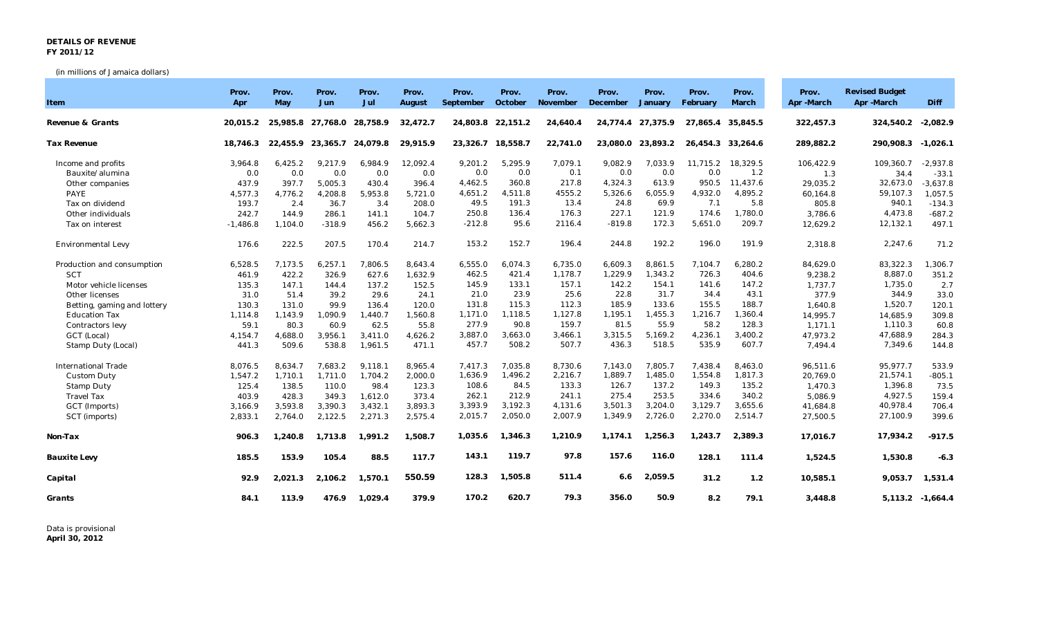**DETAILS OF REVENUE**
**FY 2011/12**

(in millions of Jamaica dollars)

| Item | Prov. Apr | Prov. May | Prov. Jun | Prov. Jul | Prov. August | Prov. September | Prov. October | Prov. November | Prov. December | Prov. January | Prov. February | Prov. March | Prov. Apr -March | Revised Budget Apr -March | Diff |
|---|---|---|---|---|---|---|---|---|---|---|---|---|---|---|---|
| **Revenue & Grants** | **20,015.2** | **25,985.8** | **27,768.0** | **28,758.9** | **32,472.7** | **24,803.8** | **22,151.2** | **24,640.4** | **24,774.4** | **27,375.9** | **27,865.4** | **35,845.5** | **322,457.3** | **324,540.2** | **-2,082.9** |
| **Tax Revenue** | **18,746.3** | **22,455.9** | **23,365.7** | **24,079.8** | **29,915.9** | **23,326.7** | **18,558.7** | **22,741.0** | **23,080.0** | **23,893.2** | **26,454.3** | **33,264.6** | **289,882.2** | **290,908.3** | **-1,026.1** |
| Income and profits | 3,964.8 | 6,425.2 | 9,217.9 | 6,984.9 | 12,092.4 | 9,201.2 | 5,295.9 | 7,079.1 | 9,082.9 | 7,033.9 | 11,715.2 | 18,329.5 | 106,422.9 | 109,360.7 | -2,937.8 |
| Bauxite/alumina | 0.0 | 0.0 | 0.0 | 0.0 | 0.0 | 0.0 | 0.0 | 0.1 | 0.0 | 0.0 | 0.0 | 1.2 | 1.3 | 34.4 | -33.1 |
| Other companies | 437.9 | 397.7 | 5,005.3 | 430.4 | 396.4 | 4,462.5 | 360.8 | 217.8 | 4,324.3 | 613.9 | 950.5 | 11,437.6 | 29,035.2 | 32,673.0 | -3,637.8 |
| PAYE | 4,577.3 | 4,776.2 | 4,208.8 | 5,953.8 | 5,721.0 | 4,651.2 | 4,511.8 | 4555.2 | 5,326.6 | 6,055.9 | 4,932.0 | 4,895.2 | 60,164.8 | 59,107.3 | 1,057.5 |
| Tax on dividend | 193.7 | 2.4 | 36.7 | 3.4 | 208.0 | 49.5 | 191.3 | 13.4 | 24.8 | 69.9 | 7.1 | 5.8 | 805.8 | 940.1 | -134.3 |
| Other individuals | 242.7 | 144.9 | 286.1 | 141.1 | 104.7 | 250.8 | 136.4 | 176.3 | 227.1 | 121.9 | 174.6 | 1,780.0 | 3,786.6 | 4,473.8 | -687.2 |
| Tax on interest | -1,486.8 | 1,104.0 | -318.9 | 456.2 | 5,662.3 | -212.8 | 95.6 | 2116.4 | -819.8 | 172.3 | 5,651.0 | 209.7 | 12,629.2 | 12,132.1 | 497.1 |
| Environmental Levy | 176.6 | 222.5 | 207.5 | 170.4 | 214.7 | 153.2 | 152.7 | 196.4 | 244.8 | 192.2 | 196.0 | 191.9 | 2,318.8 | 2,247.6 | 71.2 |
| Production and consumption | 6,528.5 | 7,173.5 | 6,257.1 | 7,806.5 | 8,643.4 | 6,555.0 | 6,074.3 | 6,735.0 | 6,609.3 | 8,861.5 | 7,104.7 | 6,280.2 | 84,629.0 | 83,322.3 | 1,306.7 |
| SCT | 461.9 | 422.2 | 326.9 | 627.6 | 1,632.9 | 462.5 | 421.4 | 1,178.7 | 1,229.9 | 1,343.2 | 726.3 | 404.6 | 9,238.2 | 8,887.0 | 351.2 |
| Motor vehicle licenses | 135.3 | 147.1 | 144.4 | 137.2 | 152.5 | 145.9 | 133.1 | 157.1 | 142.2 | 154.1 | 141.6 | 147.2 | 1,737.7 | 1,735.0 | 2.7 |
| Other licenses | 31.0 | 51.4 | 39.2 | 29.6 | 24.1 | 21.0 | 23.9 | 25.6 | 22.8 | 31.7 | 34.4 | 43.1 | 377.9 | 344.9 | 33.0 |
| Betting, gaming and lottery | 130.3 | 131.0 | 99.9 | 136.4 | 120.0 | 131.8 | 115.3 | 112.3 | 185.9 | 133.6 | 155.5 | 188.7 | 1,640.8 | 1,520.7 | 120.1 |
| Education Tax | 1,114.8 | 1,143.9 | 1,090.9 | 1,440.7 | 1,560.8 | 1,171.0 | 1,118.5 | 1,127.8 | 1,195.1 | 1,455.3 | 1,216.7 | 1,360.4 | 14,995.7 | 14,685.9 | 309.8 |
| Contractors levy | 59.1 | 80.3 | 60.9 | 62.5 | 55.8 | 277.9 | 90.8 | 159.7 | 81.5 | 55.9 | 58.2 | 128.3 | 1,171.1 | 1,110.3 | 60.8 |
| GCT (Local) | 4,154.7 | 4,688.0 | 3,956.1 | 3,411.0 | 4,626.2 | 3,887.0 | 3,663.0 | 3,466.1 | 3,315.5 | 5,169.2 | 4,236.1 | 3,400.2 | 47,973.2 | 47,688.9 | 284.3 |
| Stamp Duty (Local) | 441.3 | 509.6 | 538.8 | 1,961.5 | 471.1 | 457.7 | 508.2 | 507.7 | 436.3 | 518.5 | 535.9 | 607.7 | 7,494.4 | 7,349.6 | 144.8 |
| International Trade | 8,076.5 | 8,634.7 | 7,683.2 | 9,118.1 | 8,965.4 | 7,417.3 | 7,035.8 | 8,730.6 | 7,143.0 | 7,805.7 | 7,438.4 | 8,463.0 | 96,511.6 | 95,977.7 | 533.9 |
| Custom Duty | 1,547.2 | 1,710.1 | 1,711.0 | 1,704.2 | 2,000.0 | 1,636.9 | 1,496.2 | 2,216.7 | 1,889.7 | 1,485.0 | 1,554.8 | 1,817.3 | 20,769.0 | 21,574.1 | -805.1 |
| Stamp Duty | 125.4 | 138.5 | 110.0 | 98.4 | 123.3 | 108.6 | 84.5 | 133.3 | 126.7 | 137.2 | 149.3 | 135.2 | 1,470.3 | 1,396.8 | 73.5 |
| Travel Tax | 403.9 | 428.3 | 349.3 | 1,612.0 | 373.4 | 262.1 | 212.9 | 241.1 | 275.4 | 253.5 | 334.6 | 340.2 | 5,086.9 | 4,927.5 | 159.4 |
| GCT (Imports) | 3,166.9 | 3,593.8 | 3,390.3 | 3,432.1 | 3,893.3 | 3,393.9 | 3,192.3 | 4,131.6 | 3,501.3 | 3,204.0 | 3,129.7 | 3,655.6 | 41,684.8 | 40,978.4 | 706.4 |
| SCT (imports) | 2,833.1 | 2,764.0 | 2,122.5 | 2,271.3 | 2,575.4 | 2,015.7 | 2,050.0 | 2,007.9 | 1,349.9 | 2,726.0 | 2,270.0 | 2,514.7 | 27,500.5 | 27,100.9 | 399.6 |
| **Non-Tax** | **906.3** | **1,240.8** | **1,713.8** | **1,991.2** | **1,508.7** | **1,035.6** | **1,346.3** | **1,210.9** | **1,174.1** | **1,256.3** | **1,243.7** | **2,389.3** | **17,016.7** | **17,934.2** | **-917.5** |
| **Bauxite Levy** | **185.5** | **153.9** | **105.4** | **88.5** | **117.7** | **143.1** | **119.7** | **97.8** | **157.6** | **116.0** | **128.1** | **111.4** | **1,524.5** | **1,530.8** | **-6.3** |
| **Capital** | **92.9** | **2,021.3** | **2,106.2** | **1,570.1** | **550.59** | **128.3** | **1,505.8** | **511.4** | **6.6** | **2,059.5** | **31.2** | **1.2** | **10,585.1** | **9,053.7** | **1,531.4** |
| **Grants** | **84.1** | **113.9** | **476.9** | **1,029.4** | **379.9** | **170.2** | **620.7** | **79.3** | **356.0** | **50.9** | **8.2** | **79.1** | **3,448.8** | **5,113.2** | **-1,664.4** |

Data is provisional
**April 30, 2012**